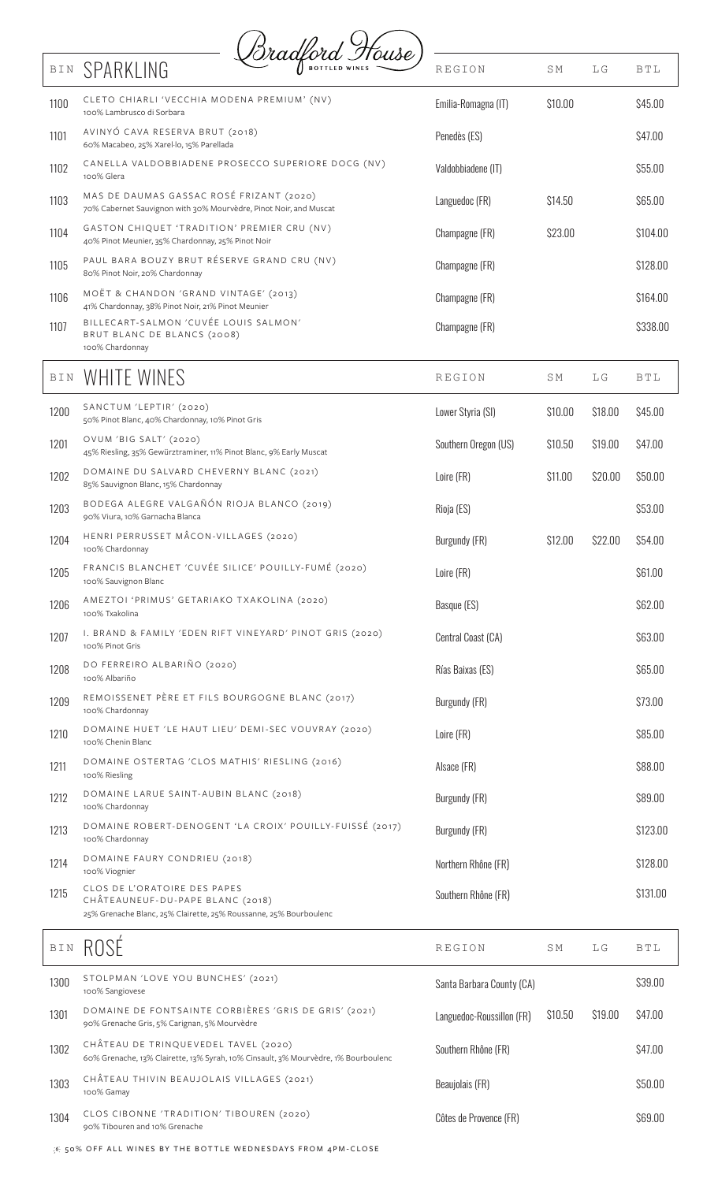# Bradford House
BOTTLED WINES

| BIN | SPARKLING | REGION | SM | LG | BTL |
|---|---|---|---|---|---|
| 1100 | CLETO CHIARLI 'VECCHIA MODENA PREMIUM' (NV)<br>100% Lambrusco di Sorbara | Emilia-Romagna (IT) | $10.00 | | $45.00 |
| 1101 | AVINYÓ CAVA RESERVA BRUT (2018)<br>60% Macabeo, 25% Xarel·lo, 15% Parellada | Penedès (ES) | | | $47.00 |
| 1102 | CANELLA VALDOBBIADENE PROSECCO SUPERIORE DOCG (NV)<br>100% Glera | Valdobbiadene (IT) | | | $55.00 |
| 1103 | MAS DE DAUMAS GASSAC ROSÉ FRIZANT (2020)<br>70% Cabernet Sauvignon with 30% Mourvèdre, Pinot Noir, and Muscat | Languedoc (FR) | $14.50 | | $65.00 |
| 1104 | GASTON CHIQUET 'TRADITION' PREMIER CRU (NV)<br>40% Pinot Meunier, 35% Chardonnay, 25% Pinot Noir | Champagne (FR) | $23.00 | | $104.00 |
| 1105 | PAUL BARA BOUZY BRUT RÉSERVE GRAND CRU (NV)<br>80% Pinot Noir, 20% Chardonnay | Champagne (FR) | | | $128.00 |
| 1106 | MOËT & CHANDON 'GRAND VINTAGE' (2013)<br>41% Chardonnay, 38% Pinot Noir, 21% Pinot Meunier | Champagne (FR) | | | $164.00 |
| 1107 | BILLECART-SALMON 'CUVÉE LOUIS SALMON' BRUT BLANC DE BLANCS (2008)<br>100% Chardonnay | Champagne (FR) | | | $338.00 |

| BIN | WHITE WINES | REGION | SM | LG | BTL |
|---|---|---|---|---|---|
| 1200 | SANCTUM 'LEPTIR' (2020)<br>50% Pinot Blanc, 40% Chardonnay, 10% Pinot Gris | Lower Styria (SI) | $10.00 | $18.00 | $45.00 |
| 1201 | OVUM 'BIG SALT' (2020)<br>45% Riesling, 35% Gewürztraminer, 11% Pinot Blanc, 9% Early Muscat | Southern Oregon (US) | $10.50 | $19.00 | $47.00 |
| 1202 | DOMAINE DU SALVARD CHEVERNY BLANC (2021)<br>85% Sauvignon Blanc, 15% Chardonnay | Loire (FR) | $11.00 | $20.00 | $50.00 |
| 1203 | BODEGA ALEGRE VALGAÑÓN RIOJA BLANCO (2019)<br>90% Viura, 10% Garnacha Blanca | Rioja (ES) | | | $53.00 |
| 1204 | HENRI PERRUSSET MÂCON-VILLAGES (2020)<br>100% Chardonnay | Burgundy (FR) | $12.00 | $22.00 | $54.00 |
| 1205 | FRANCIS BLANCHET 'CUVÉE SILICE' POUILLY-FUMÉ (2020)<br>100% Sauvignon Blanc | Loire (FR) | | | $61.00 |
| 1206 | AMEZTOI 'PRIMUS' GETARIAKO TXAKOLINA (2020)<br>100% Txakolina | Basque (ES) | | | $62.00 |
| 1207 | I. BRAND & FAMILY 'EDEN RIFT VINEYARD' PINOT GRIS (2020)<br>100% Pinot Gris | Central Coast (CA) | | | $63.00 |
| 1208 | DO FERREIRO ALBARIÑO (2020)<br>100% Albariño | Rías Baixas (ES) | | | $65.00 |
| 1209 | REMOISSENET PÈRE ET FILS BOURGOGNE BLANC (2017)<br>100% Chardonnay | Burgundy (FR) | | | $73.00 |
| 1210 | DOMAINE HUET 'LE HAUT LIEU' DEMI-SEC VOUVRAY (2020)<br>100% Chenin Blanc | Loire (FR) | | | $85.00 |
| 1211 | DOMAINE OSTERTAG 'CLOS MATHIS' RIESLING (2016)<br>100% Riesling | Alsace (FR) | | | $88.00 |
| 1212 | DOMAINE LARUE SAINT-AUBIN BLANC (2018)<br>100% Chardonnay | Burgundy (FR) | | | $89.00 |
| 1213 | DOMAINE ROBERT-DENOGENT 'LA CROIX' POUILLY-FUISSÉ (2017)<br>100% Chardonnay | Burgundy (FR) | | | $123.00 |
| 1214 | DOMAINE FAURY CONDRIEU (2018)<br>100% Viognier | Northern Rhône (FR) | | | $128.00 |
| 1215 | CLOS DE L'ORATOIRE DES PAPES CHÂTEAUNEUF-DU-PAPE BLANC (2018)<br>25% Grenache Blanc, 25% Clairette, 25% Roussanne, 25% Bourboulenc | Southern Rhône (FR) | | | $131.00 |

| BIN | ROSÉ | REGION | SM | LG | BTL |
|---|---|---|---|---|---|
| 1300 | STOLPMAN 'LOVE YOU BUNCHES' (2021)<br>100% Sangiovese | Santa Barbara County (CA) | | | $39.00 |
| 1301 | DOMAINE DE FONTSAINTE CORBIÈRES 'GRIS DE GRIS' (2021)<br>90% Grenache Gris, 5% Carignan, 5% Mourvèdre | Languedoc-Roussillon (FR) | $10.50 | $19.00 | $47.00 |
| 1302 | CHÂTEAU DE TRINQUEVEDEL TAVEL (2020)<br>60% Grenache, 13% Clairette, 13% Syrah, 10% Cinsault, 3% Mourvèdre, 1% Bourboulenc | Southern Rhône (FR) | | | $47.00 |
| 1303 | CHÂTEAU THIVIN BEAUJOLAIS VILLAGES (2021)<br>100% Gamay | Beaujolais (FR) | | | $50.00 |
| 1304 | CLOS CIBONNE 'TRADITION' TIBOUREN (2020)<br>90% Tibouren and 10% Grenache | Côtes de Provence (FR) | | | $69.00 |

50% OFF ALL WINES BY THE BOTTLE WEDNESDAYS FROM 4PM-CLOSE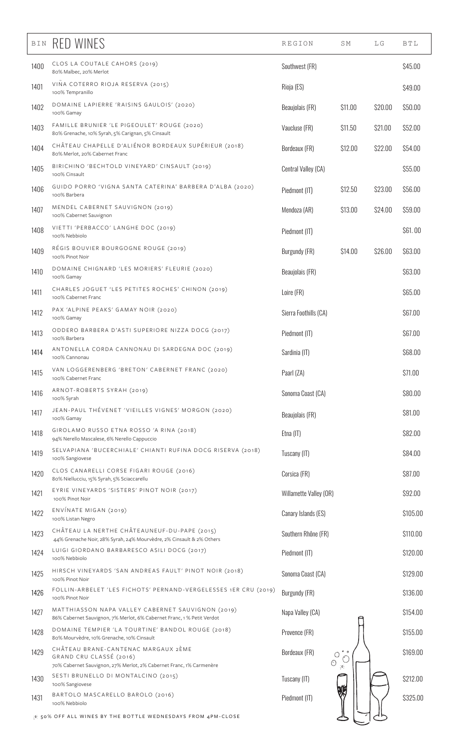| BIN | RED WINES | REGION | SM | LG | BTL |
|---|---|---|---|---|---|
| 1400 | CLOS LA COUTALE CAHORS (2019)<br>80% Malbec, 20% Merlot | Southwest (FR) | | | \$45.00 |
| 1401 | VIÑA COTERRO RIOJA RESERVA (2015)<br>100% Tempranillo | Rioja (ES) | | | \$49.00 |
| 1402 | DOMAINE LAPIERRE 'RAISINS GAULOIS' (2020)<br>100% Gamay | Beaujolais (FR) | \$11.00 | \$20.00 | \$50.00 |
| 1403 | FAMILLE BRUNIER 'LE PIGEOULET' ROUGE (2020)<br>80% Grenache, 10% Syrah, 5% Carignan, 5% Cinsault | Vaucluse (FR) | \$11.50 | \$21.00 | \$52.00 |
| 1404 | CHÂTEAU CHAPELLE D'ALIÉNOR BORDEAUX SUPÉRIEUR (2018)<br>80% Merlot, 20% Cabernet Franc | Bordeaux (FR) | \$12.00 | \$22.00 | \$54.00 |
| 1405 | BIRICHINO 'BECHTOLD VINEYARD' CINSAULT (2019)<br>100% Cinsault | Central Valley (CA) | | | \$55.00 |
| 1406 | GUIDO PORRO 'VIGNA SANTA CATERINA' BARBERA D'ALBA (2020)<br>100% Barbera | Piedmont (IT) | \$12.50 | \$23.00 | \$56.00 |
| 1407 | MENDEL CABERNET SAUVIGNON (2019)<br>100% Cabernet Sauvignon | Mendoza (AR) | \$13.00 | \$24.00 | \$59.00 |
| 1408 | VIETTI 'PERBACCO' LANGHE DOC (2019)<br>100% Nebbiolo | Piedmont (IT) | | | \$61.00 |
| 1409 | RÉGIS BOUVIER BOURGOGNE ROUGE (2019)<br>100% Pinot Noir | Burgundy (FR) | \$14.00 | \$26.00 | \$63.00 |
| 1410 | DOMAINE CHIGNARD 'LES MORIERS' FLEURIE (2020)<br>100% Gamay | Beaujolais (FR) | | | \$63.00 |
| 1411 | CHARLES JOGUET 'LES PETITES ROCHES' CHINON (2019)<br>100% Cabernet Franc | Loire (FR) | | | \$65.00 |
| 1412 | PAX 'ALPINE PEAKS' GAMAY NOIR (2020)<br>100% Gamay | Sierra Foothills (CA) | | | \$67.00 |
| 1413 | ODDERO BARBERA D'ASTI SUPERIORE NIZZA DOCG (2017)<br>100% Barbera | Piedmont (IT) | | | \$67.00 |
| 1414 | ANTONELLA CORDA CANNONAU DI SARDEGNA DOC (2019)<br>100% Cannonau | Sardinia (IT) | | | \$68.00 |
| 1415 | VAN LOGGERENBERG 'BRETON' CABERNET FRANC (2020)<br>100% Cabernet Franc | Paarl (ZA) | | | \$71.00 |
| 1416 | ARNOT-ROBERTS SYRAH (2019)<br>100% Syrah | Sonoma Coast (CA) | | | \$80.00 |
| 1417 | JEAN-PAUL THÉVENET 'VIEILLES VIGNES' MORGON (2020)<br>100% Gamay | Beaujolais (FR) | | | \$81.00 |
| 1418 | GIROLAMO RUSSO ETNA ROSSO 'A RINA (2018)<br>94% Nerello Mascalese, 6% Nerello Cappuccio | Etna (IT) | | | \$82.00 |
| 1419 | SELVAPIANA 'BUCERCHIALE' CHIANTI RUFINA DOCG RISERVA (2018)<br>100% Sangiovese | Tuscany (IT) | | | \$84.00 |
| 1420 | CLOS CANARELLI CORSE FIGARI ROUGE (2016)<br>80% Niellucciu, 15% Syrah, 5% Sciaccarellu | Corsica (FR) | | | \$87.00 |
| 1421 | EYRIE VINEYARDS 'SISTERS' PINOT NOIR (2017)<br>100% Pinot Noir | Willamette Valley (OR) | | | \$92.00 |
| 1422 | ENVÍNATE MIGAN (2019)<br>100% Listan Negro | Canary Islands (ES) | | | \$105.00 |
| 1423 | CHÂTEAU LA NERTHE CHÂTEAUNEUF-DU-PAPE (2015)<br>44% Grenache Noir, 28% Syrah, 24% Mourvèdre, 2% Cinsault & 2% Others | Southern Rhône (FR) | | | \$110.00 |
| 1424 | LUIGI GIORDANO BARBARESCO ASILI DOCG (2017)<br>100% Nebbiolo | Piedmont (IT) | | | \$120.00 |
| 1425 | HIRSCH VINEYARDS 'SAN ANDREAS FAULT' PINOT NOIR (2018)<br>100% Pinot Noir | Sonoma Coast (CA) | | | \$129.00 |
| 1426 | FOLLIN-ARBELET 'LES FICHOTS' PERNAND-VERGELESSES 1ER CRU (2019)<br>100% Pinot Noir | Burgundy (FR) | | | \$136.00 |
| 1427 | MATTHIASSON NAPA VALLEY CABERNET SAUVIGNON (2019)<br>86% Cabernet Sauvignon, 7% Merlot, 6% Cabernet Franc, 1% Petit Verdot | Napa Valley (CA) | | | \$154.00 |
| 1428 | DOMAINE TEMPIER 'LA TOURTINE' BANDOL ROUGE (2018)<br>80% Mourvèdre, 10% Grenache, 10% Cinsault | Provence (FR) | | | \$155.00 |
| 1429 | CHÂTEAU BRANE-CANTENAC MARGAUX 2ÈME GRAND CRU CLASSÉ (2016)<br>70% Cabernet Sauvignon, 27% Merlot, 2% Cabernet Franc, 1% Carmenère | Bordeaux (FR) | | | \$169.00 |
| 1430 | SESTI BRUNELLO DI MONTALCINO (2015)<br>100% Sangiovese | Tuscany (IT) | | | \$212.00 |
| 1431 | BARTOLO MASCARELLO BAROLO (2016)<br>100% Nebbiolo | Piedmont (IT) | | | \$325.00 |

50% OFF ALL WINES BY THE BOTTLE WEDNESDAYS FROM 4PM-CLOSE